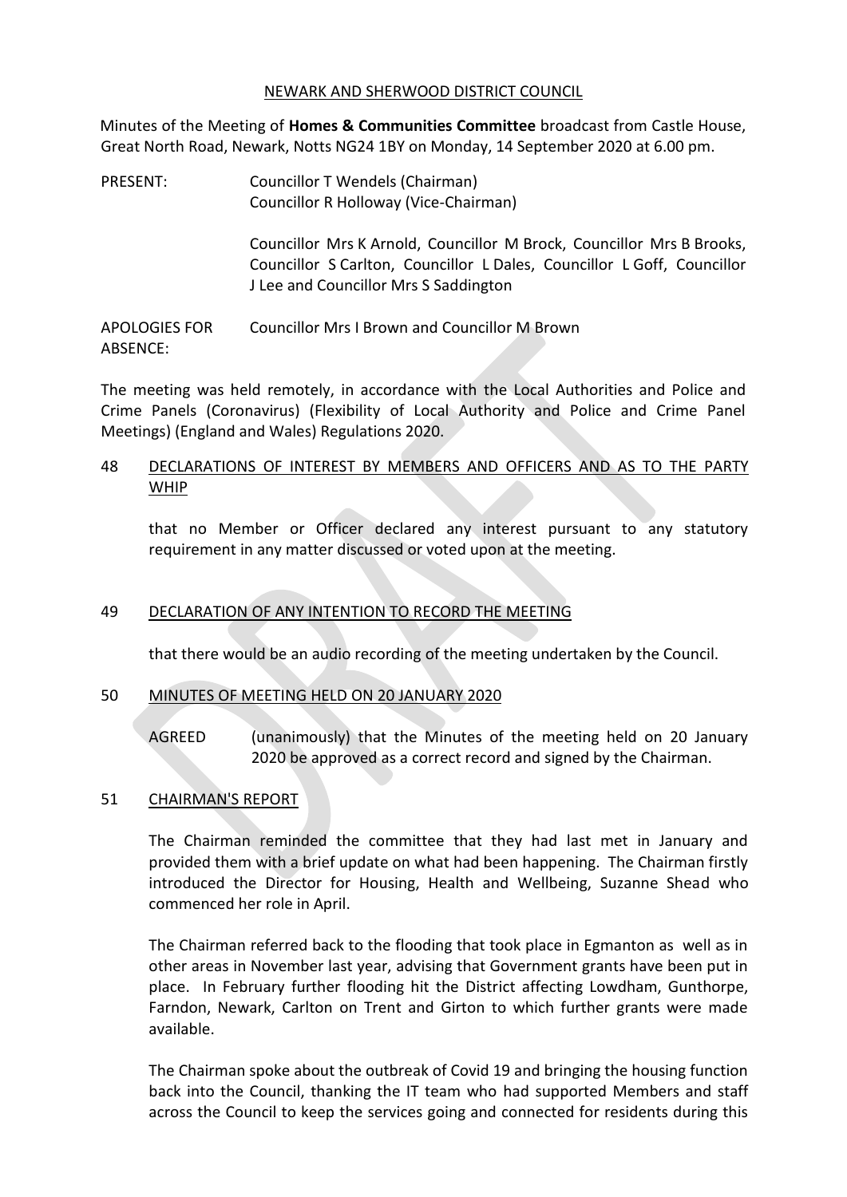NEWARK AND SHERWOOD DISTRICT COUNCIL

Minutes of the Meeting of **Homes & Communities Committee** broadcast from Castle House, Great North Road, Newark, Notts NG24 1BY on Monday, 14 September 2020 at 6.00 pm.

PRESENT: Councillor T Wendels (Chairman)
Councillor R Holloway (Vice-Chairman)

Councillor Mrs K Arnold, Councillor M Brock, Councillor Mrs B Brooks, Councillor S Carlton, Councillor L Dales, Councillor L Goff, Councillor J Lee and Councillor Mrs S Saddington

APOLOGIES FOR ABSENCE: Councillor Mrs I Brown and Councillor M Brown

The meeting was held remotely, in accordance with the Local Authorities and Police and Crime Panels (Coronavirus) (Flexibility of Local Authority and Police and Crime Panel Meetings) (England and Wales) Regulations 2020.

48 DECLARATIONS OF INTEREST BY MEMBERS AND OFFICERS AND AS TO THE PARTY WHIP

that no Member or Officer declared any interest pursuant to any statutory requirement in any matter discussed or voted upon at the meeting.

49 DECLARATION OF ANY INTENTION TO RECORD THE MEETING

that there would be an audio recording of the meeting undertaken by the Council.

50 MINUTES OF MEETING HELD ON 20 JANUARY 2020

AGREED (unanimously) that the Minutes of the meeting held on 20 January 2020 be approved as a correct record and signed by the Chairman.

51 CHAIRMAN'S REPORT

The Chairman reminded the committee that they had last met in January and provided them with a brief update on what had been happening. The Chairman firstly introduced the Director for Housing, Health and Wellbeing, Suzanne Shead who commenced her role in April.

The Chairman referred back to the flooding that took place in Egmanton as well as in other areas in November last year, advising that Government grants have been put in place. In February further flooding hit the District affecting Lowdham, Gunthorpe, Farndon, Newark, Carlton on Trent and Girton to which further grants were made available.

The Chairman spoke about the outbreak of Covid 19 and bringing the housing function back into the Council, thanking the IT team who had supported Members and staff across the Council to keep the services going and connected for residents during this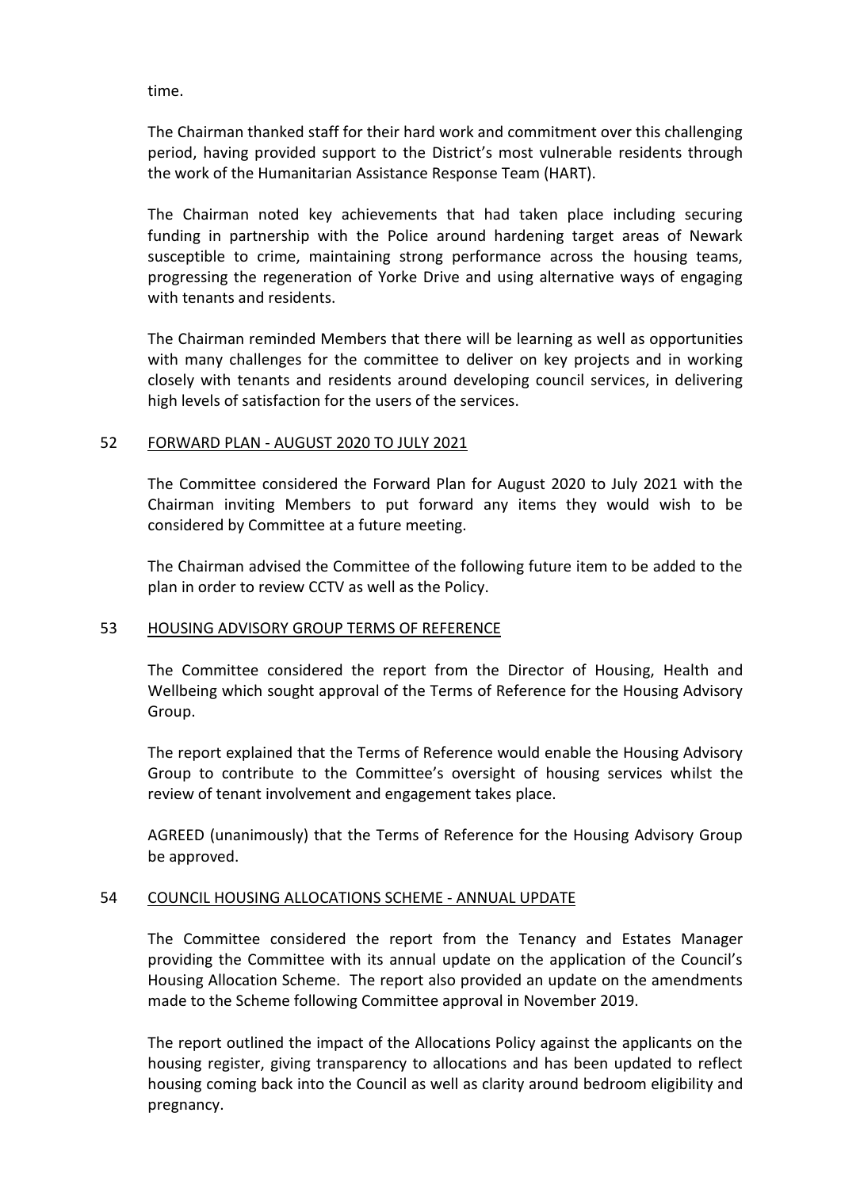time.

The Chairman thanked staff for their hard work and commitment over this challenging period, having provided support to the District's most vulnerable residents through the work of the Humanitarian Assistance Response Team (HART).

The Chairman noted key achievements that had taken place including securing funding in partnership with the Police around hardening target areas of Newark susceptible to crime, maintaining strong performance across the housing teams, progressing the regeneration of Yorke Drive and using alternative ways of engaging with tenants and residents.

The Chairman reminded Members that there will be learning as well as opportunities with many challenges for the committee to deliver on key projects and in working closely with tenants and residents around developing council services, in delivering high levels of satisfaction for the users of the services.

## 52 FORWARD PLAN - AUGUST 2020 TO JULY 2021

The Committee considered the Forward Plan for August 2020 to July 2021 with the Chairman inviting Members to put forward any items they would wish to be considered by Committee at a future meeting.

The Chairman advised the Committee of the following future item to be added to the plan in order to review CCTV as well as the Policy.

## 53 HOUSING ADVISORY GROUP TERMS OF REFERENCE

The Committee considered the report from the Director of Housing, Health and Wellbeing which sought approval of the Terms of Reference for the Housing Advisory Group.

The report explained that the Terms of Reference would enable the Housing Advisory Group to contribute to the Committee's oversight of housing services whilst the review of tenant involvement and engagement takes place.

AGREED (unanimously) that the Terms of Reference for the Housing Advisory Group be approved.

## 54 COUNCIL HOUSING ALLOCATIONS SCHEME - ANNUAL UPDATE

The Committee considered the report from the Tenancy and Estates Manager providing the Committee with its annual update on the application of the Council's Housing Allocation Scheme. The report also provided an update on the amendments made to the Scheme following Committee approval in November 2019.

The report outlined the impact of the Allocations Policy against the applicants on the housing register, giving transparency to allocations and has been updated to reflect housing coming back into the Council as well as clarity around bedroom eligibility and pregnancy.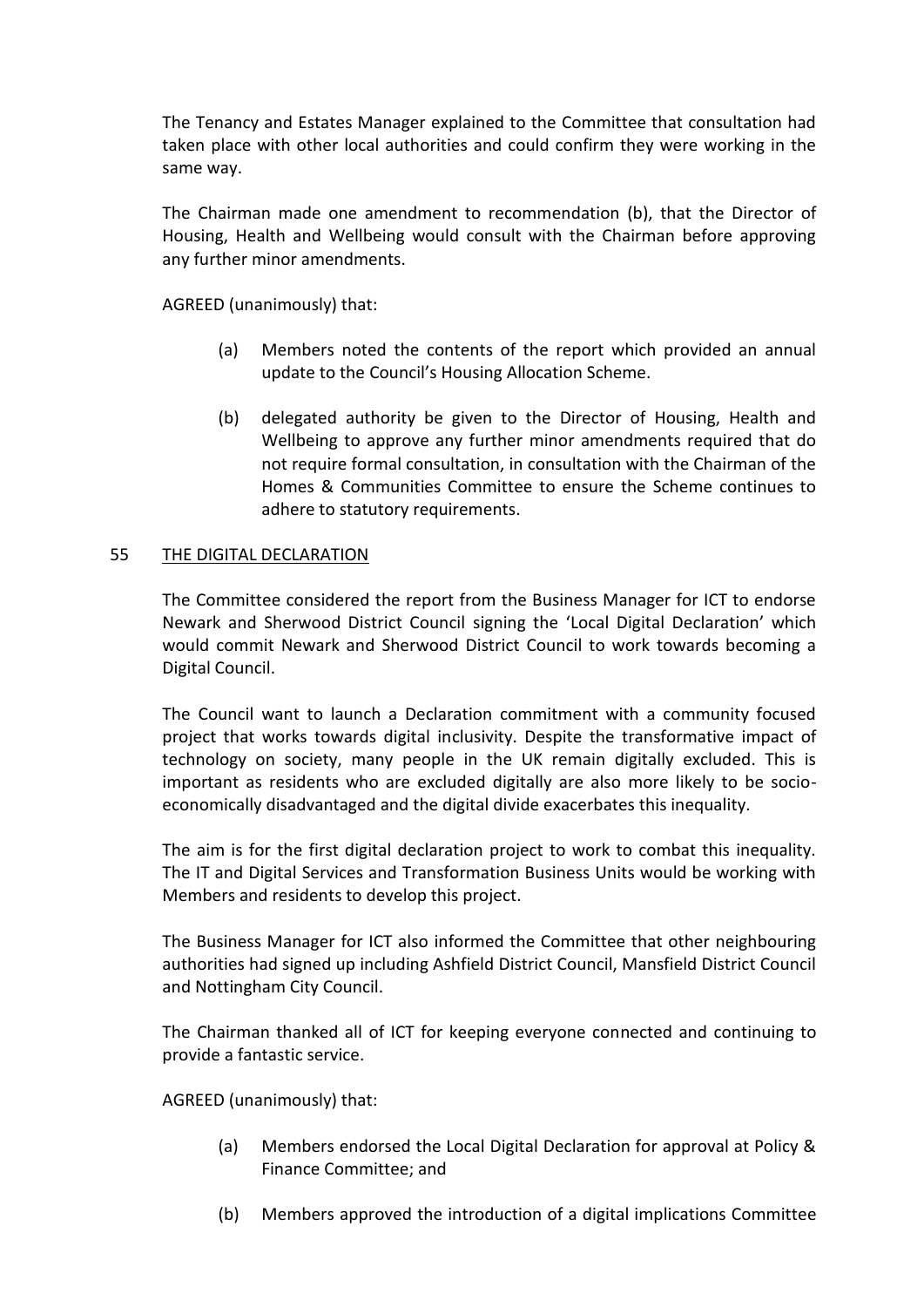The Tenancy and Estates Manager explained to the Committee that consultation had taken place with other local authorities and could confirm they were working in the same way.

The Chairman made one amendment to recommendation (b), that the Director of Housing, Health and Wellbeing would consult with the Chairman before approving any further minor amendments.

AGREED (unanimously) that:

(a) Members noted the contents of the report which provided an annual update to the Council's Housing Allocation Scheme.

(b) delegated authority be given to the Director of Housing, Health and Wellbeing to approve any further minor amendments required that do not require formal consultation, in consultation with the Chairman of the Homes & Communities Committee to ensure the Scheme continues to adhere to statutory requirements.

## 55 THE DIGITAL DECLARATION

The Committee considered the report from the Business Manager for ICT to endorse Newark and Sherwood District Council signing the 'Local Digital Declaration' which would commit Newark and Sherwood District Council to work towards becoming a Digital Council.

The Council want to launch a Declaration commitment with a community focused project that works towards digital inclusivity. Despite the transformative impact of technology on society, many people in the UK remain digitally excluded. This is important as residents who are excluded digitally are also more likely to be socio-economically disadvantaged and the digital divide exacerbates this inequality.

The aim is for the first digital declaration project to work to combat this inequality. The IT and Digital Services and Transformation Business Units would be working with Members and residents to develop this project.

The Business Manager for ICT also informed the Committee that other neighbouring authorities had signed up including Ashfield District Council, Mansfield District Council and Nottingham City Council.

The Chairman thanked all of ICT for keeping everyone connected and continuing to provide a fantastic service.

AGREED (unanimously) that:

(a) Members endorsed the Local Digital Declaration for approval at Policy & Finance Committee; and

(b) Members approved the introduction of a digital implications Committee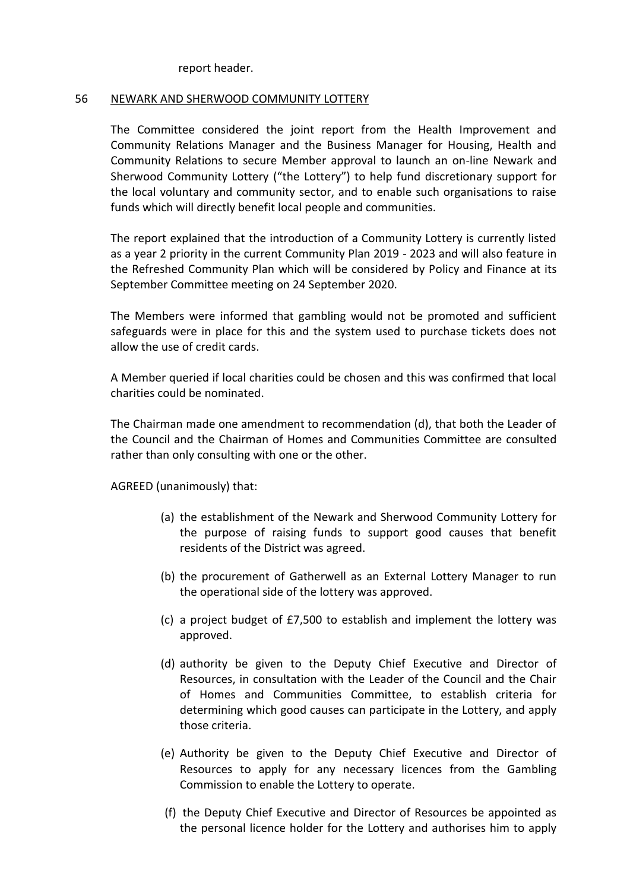report header.

## 56 NEWARK AND SHERWOOD COMMUNITY LOTTERY

The Committee considered the joint report from the Health Improvement and Community Relations Manager and the Business Manager for Housing, Health and Community Relations to secure Member approval to launch an on-line Newark and Sherwood Community Lottery ("the Lottery") to help fund discretionary support for the local voluntary and community sector, and to enable such organisations to raise funds which will directly benefit local people and communities.

The report explained that the introduction of a Community Lottery is currently listed as a year 2 priority in the current Community Plan 2019 - 2023 and will also feature in the Refreshed Community Plan which will be considered by Policy and Finance at its September Committee meeting on 24 September 2020.

The Members were informed that gambling would not be promoted and sufficient safeguards were in place for this and the system used to purchase tickets does not allow the use of credit cards.

A Member queried if local charities could be chosen and this was confirmed that local charities could be nominated.

The Chairman made one amendment to recommendation (d), that both the Leader of the Council and the Chairman of Homes and Communities Committee are consulted rather than only consulting with one or the other.

AGREED (unanimously) that:

(a) the establishment of the Newark and Sherwood Community Lottery for the purpose of raising funds to support good causes that benefit residents of the District was agreed.

(b) the procurement of Gatherwell as an External Lottery Manager to run the operational side of the lottery was approved.

(c) a project budget of £7,500 to establish and implement the lottery was approved.

(d) authority be given to the Deputy Chief Executive and Director of Resources, in consultation with the Leader of the Council and the Chair of Homes and Communities Committee, to establish criteria for determining which good causes can participate in the Lottery, and apply those criteria.

(e) Authority be given to the Deputy Chief Executive and Director of Resources to apply for any necessary licences from the Gambling Commission to enable the Lottery to operate.

(f) the Deputy Chief Executive and Director of Resources be appointed as the personal licence holder for the Lottery and authorises him to apply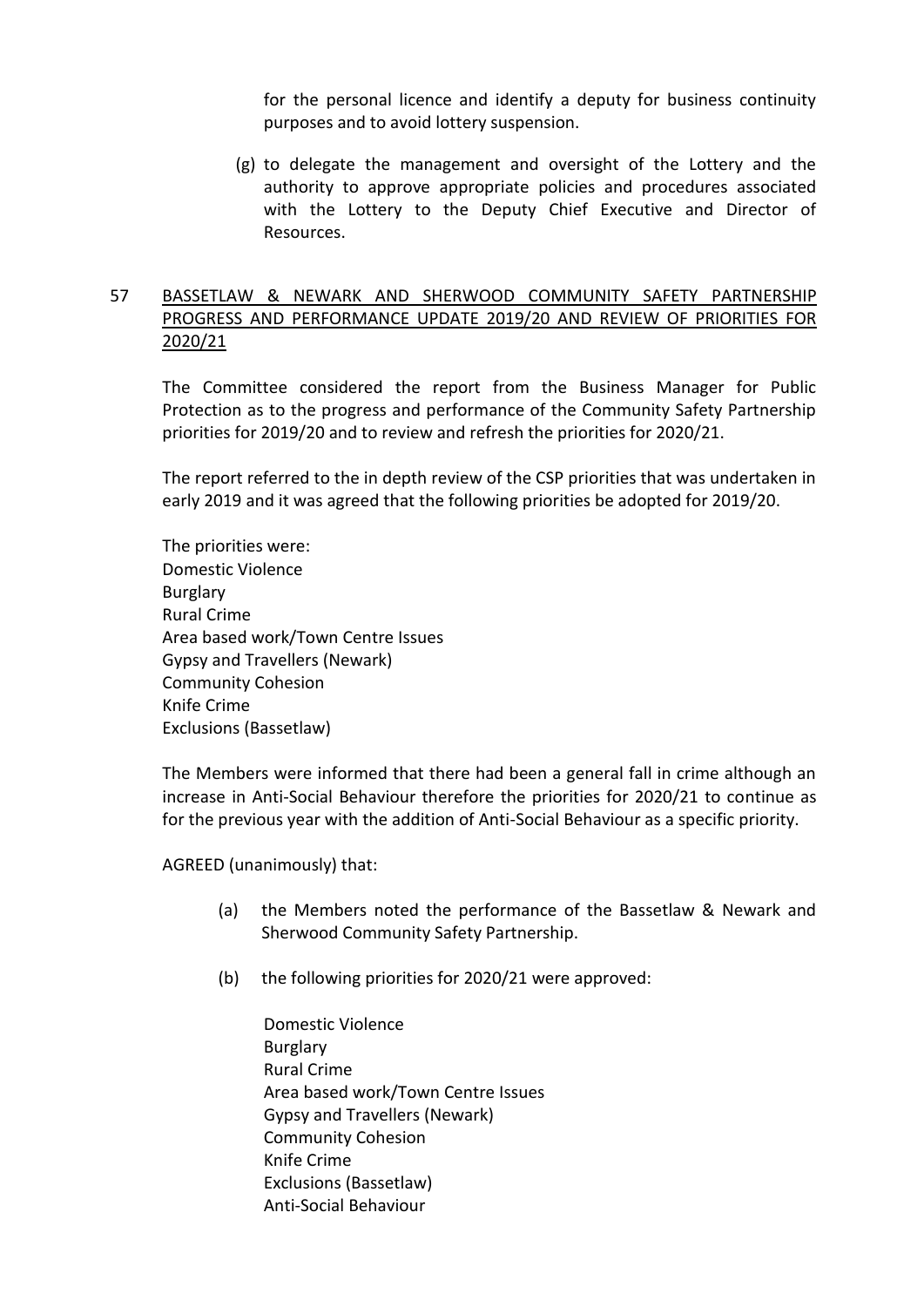for the personal licence and identify a deputy for business continuity purposes and to avoid lottery suspension.

(g) to delegate the management and oversight of the Lottery and the authority to approve appropriate policies and procedures associated with the Lottery to the Deputy Chief Executive and Director of Resources.

## 57 BASSETLAW & NEWARK AND SHERWOOD COMMUNITY SAFETY PARTNERSHIP PROGRESS AND PERFORMANCE UPDATE 2019/20 AND REVIEW OF PRIORITIES FOR 2020/21

The Committee considered the report from the Business Manager for Public Protection as to the progress and performance of the Community Safety Partnership priorities for 2019/20 and to review and refresh the priorities for 2020/21.

The report referred to the in depth review of the CSP priorities that was undertaken in early 2019 and it was agreed that the following priorities be adopted for 2019/20.

The priorities were:
Domestic Violence
Burglary
Rural Crime
Area based work/Town Centre Issues
Gypsy and Travellers (Newark)
Community Cohesion
Knife Crime
Exclusions (Bassetlaw)

The Members were informed that there had been a general fall in crime although an increase in Anti-Social Behaviour therefore the priorities for 2020/21 to continue as for the previous year with the addition of Anti-Social Behaviour as a specific priority.

AGREED (unanimously) that:

(a) the Members noted the performance of the Bassetlaw & Newark and Sherwood Community Safety Partnership.

(b) the following priorities for 2020/21 were approved:

Domestic Violence
Burglary
Rural Crime
Area based work/Town Centre Issues
Gypsy and Travellers (Newark)
Community Cohesion
Knife Crime
Exclusions (Bassetlaw)
Anti-Social Behaviour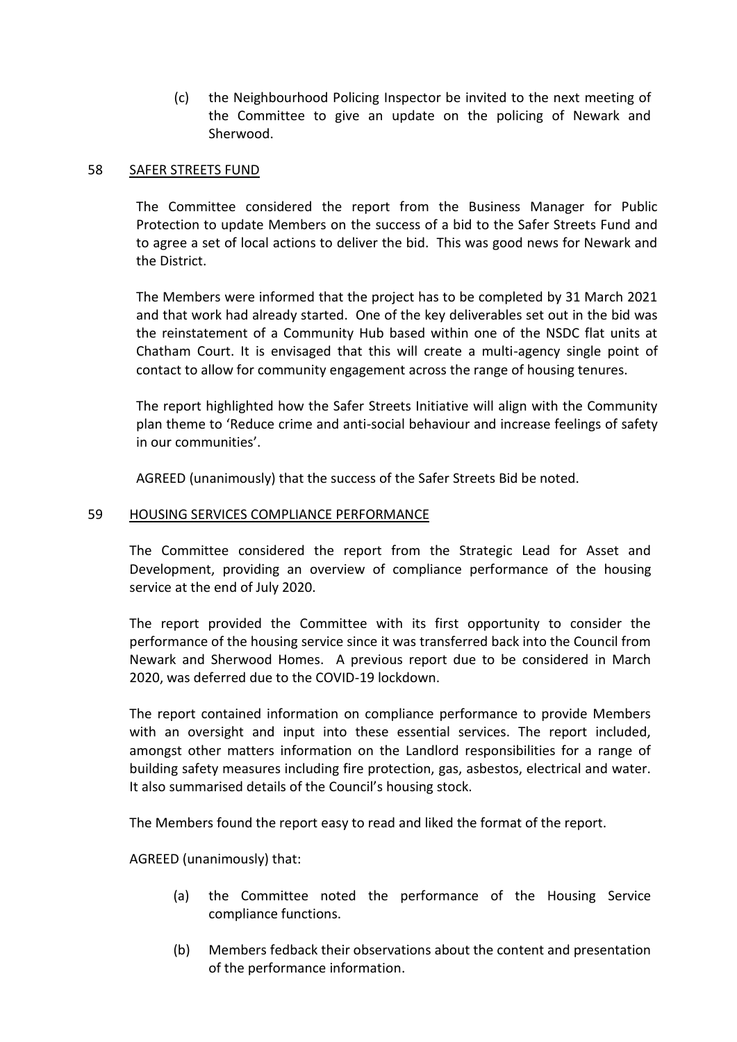(c) the Neighbourhood Policing Inspector be invited to the next meeting of the Committee to give an update on the policing of Newark and Sherwood.

## 58 SAFER STREETS FUND

The Committee considered the report from the Business Manager for Public Protection to update Members on the success of a bid to the Safer Streets Fund and to agree a set of local actions to deliver the bid. This was good news for Newark and the District.

The Members were informed that the project has to be completed by 31 March 2021 and that work had already started. One of the key deliverables set out in the bid was the reinstatement of a Community Hub based within one of the NSDC flat units at Chatham Court. It is envisaged that this will create a multi-agency single point of contact to allow for community engagement across the range of housing tenures.

The report highlighted how the Safer Streets Initiative will align with the Community plan theme to 'Reduce crime and anti-social behaviour and increase feelings of safety in our communities'.

AGREED (unanimously) that the success of the Safer Streets Bid be noted.

## 59 HOUSING SERVICES COMPLIANCE PERFORMANCE

The Committee considered the report from the Strategic Lead for Asset and Development, providing an overview of compliance performance of the housing service at the end of July 2020.

The report provided the Committee with its first opportunity to consider the performance of the housing service since it was transferred back into the Council from Newark and Sherwood Homes. A previous report due to be considered in March 2020, was deferred due to the COVID-19 lockdown.

The report contained information on compliance performance to provide Members with an oversight and input into these essential services. The report included, amongst other matters information on the Landlord responsibilities for a range of building safety measures including fire protection, gas, asbestos, electrical and water. It also summarised details of the Council's housing stock.

The Members found the report easy to read and liked the format of the report.

AGREED (unanimously) that:

(a) the Committee noted the performance of the Housing Service compliance functions.

(b) Members fedback their observations about the content and presentation of the performance information.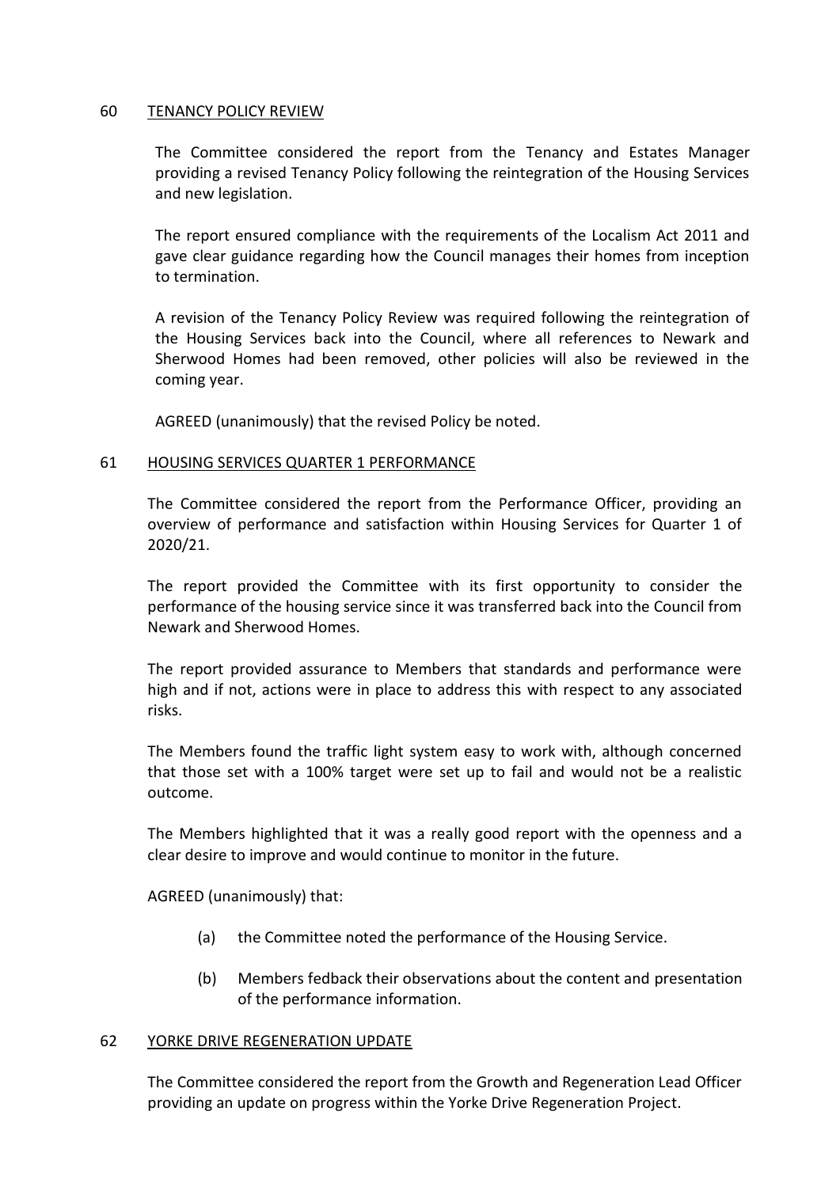## 60 TENANCY POLICY REVIEW

The Committee considered the report from the Tenancy and Estates Manager providing a revised Tenancy Policy following the reintegration of the Housing Services and new legislation.

The report ensured compliance with the requirements of the Localism Act 2011 and gave clear guidance regarding how the Council manages their homes from inception to termination.

A revision of the Tenancy Policy Review was required following the reintegration of the Housing Services back into the Council, where all references to Newark and Sherwood Homes had been removed, other policies will also be reviewed in the coming year.

AGREED (unanimously) that the revised Policy be noted.

## 61 HOUSING SERVICES QUARTER 1 PERFORMANCE

The Committee considered the report from the Performance Officer, providing an overview of performance and satisfaction within Housing Services for Quarter 1 of 2020/21.

The report provided the Committee with its first opportunity to consider the performance of the housing service since it was transferred back into the Council from Newark and Sherwood Homes.

The report provided assurance to Members that standards and performance were high and if not, actions were in place to address this with respect to any associated risks.

The Members found the traffic light system easy to work with, although concerned that those set with a 100% target were set up to fail and would not be a realistic outcome.

The Members highlighted that it was a really good report with the openness and a clear desire to improve and would continue to monitor in the future.

AGREED (unanimously) that:

(a) the Committee noted the performance of the Housing Service.

(b) Members fedback their observations about the content and presentation of the performance information.

## 62 YORKE DRIVE REGENERATION UPDATE

The Committee considered the report from the Growth and Regeneration Lead Officer providing an update on progress within the Yorke Drive Regeneration Project.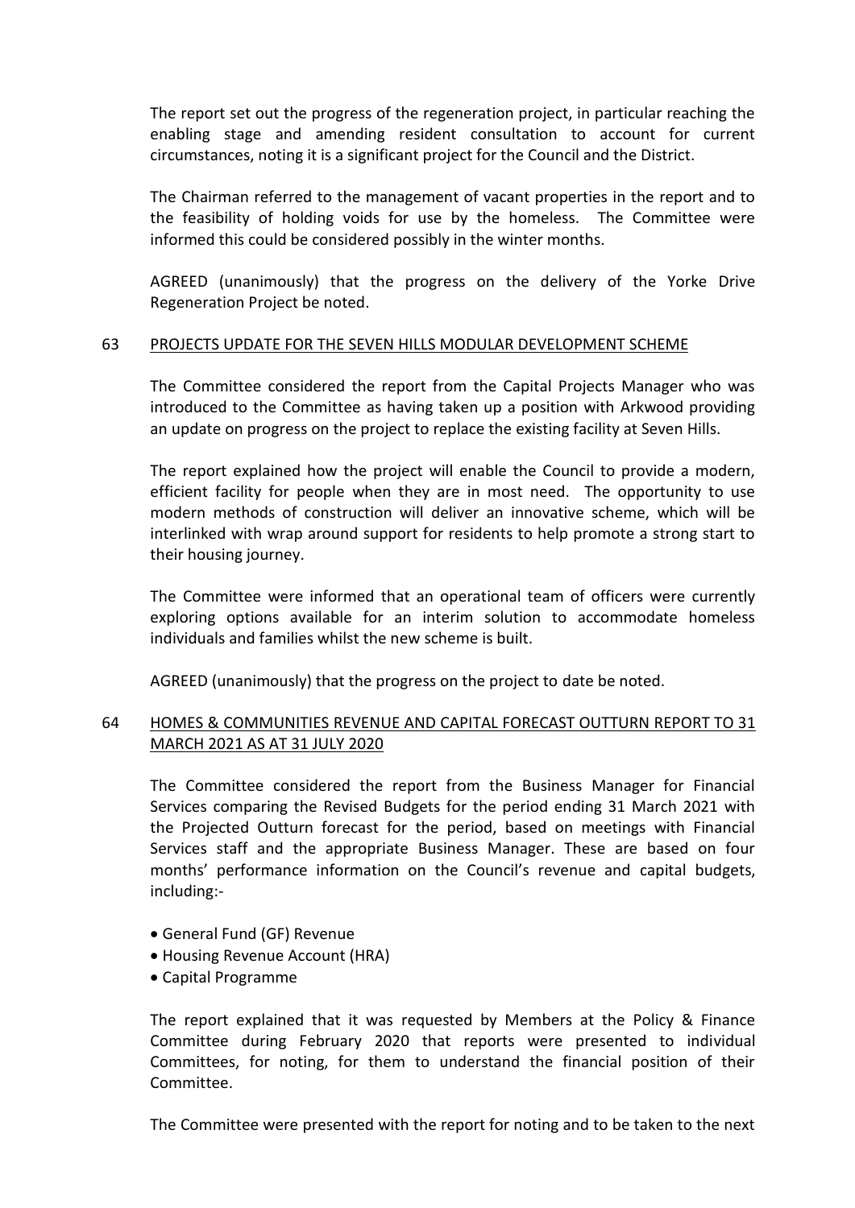The report set out the progress of the regeneration project, in particular reaching the enabling stage and amending resident consultation to account for current circumstances, noting it is a significant project for the Council and the District.

The Chairman referred to the management of vacant properties in the report and to the feasibility of holding voids for use by the homeless. The Committee were informed this could be considered possibly in the winter months.

AGREED (unanimously) that the progress on the delivery of the Yorke Drive Regeneration Project be noted.

## 63 PROJECTS UPDATE FOR THE SEVEN HILLS MODULAR DEVELOPMENT SCHEME

The Committee considered the report from the Capital Projects Manager who was introduced to the Committee as having taken up a position with Arkwood providing an update on progress on the project to replace the existing facility at Seven Hills.

The report explained how the project will enable the Council to provide a modern, efficient facility for people when they are in most need. The opportunity to use modern methods of construction will deliver an innovative scheme, which will be interlinked with wrap around support for residents to help promote a strong start to their housing journey.

The Committee were informed that an operational team of officers were currently exploring options available for an interim solution to accommodate homeless individuals and families whilst the new scheme is built.

AGREED (unanimously) that the progress on the project to date be noted.

## 64 HOMES & COMMUNITIES REVENUE AND CAPITAL FORECAST OUTTURN REPORT TO 31 MARCH 2021 AS AT 31 JULY 2020

The Committee considered the report from the Business Manager for Financial Services comparing the Revised Budgets for the period ending 31 March 2021 with the Projected Outturn forecast for the period, based on meetings with Financial Services staff and the appropriate Business Manager. These are based on four months' performance information on the Council's revenue and capital budgets, including:-

- General Fund (GF) Revenue
- Housing Revenue Account (HRA)
- Capital Programme

The report explained that it was requested by Members at the Policy & Finance Committee during February 2020 that reports were presented to individual Committees, for noting, for them to understand the financial position of their Committee.

The Committee were presented with the report for noting and to be taken to the next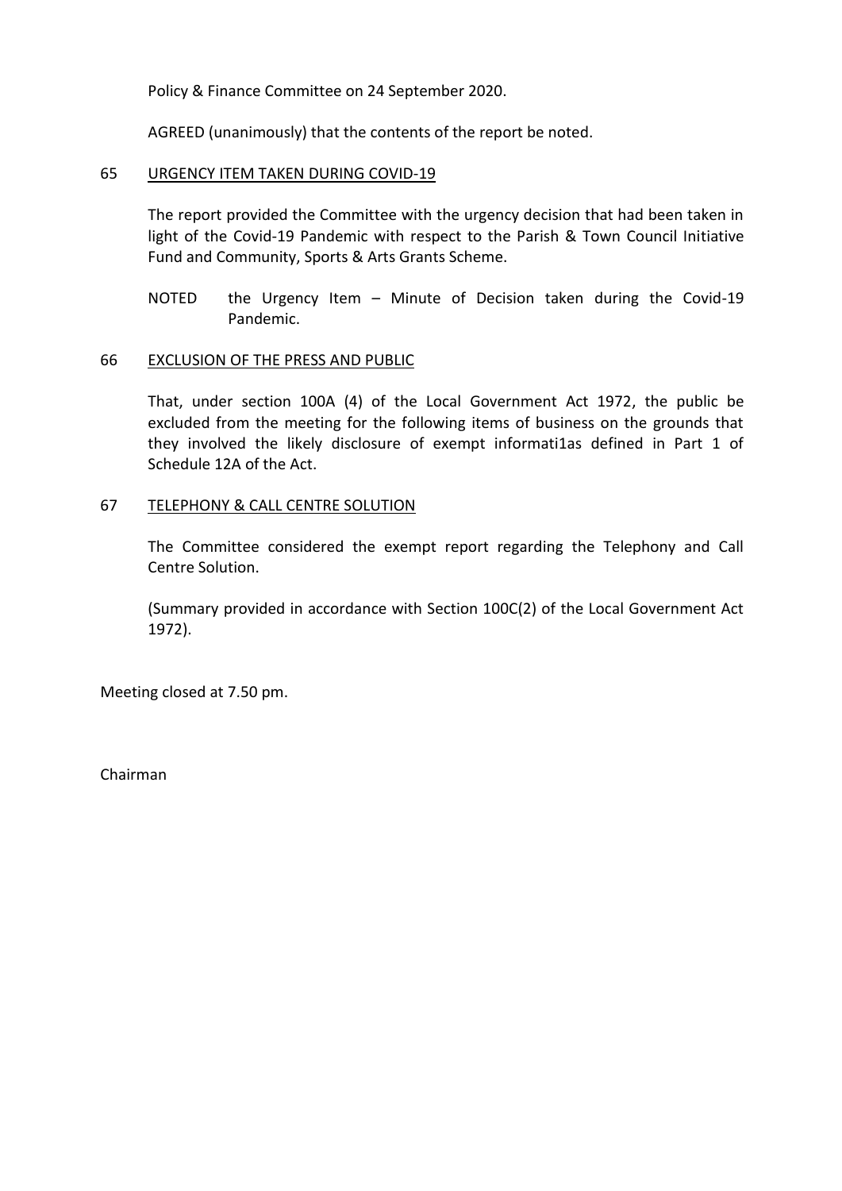Policy & Finance Committee on 24 September 2020.

AGREED (unanimously) that the contents of the report be noted.

65 URGENCY ITEM TAKEN DURING COVID-19

The report provided the Committee with the urgency decision that had been taken in light of the Covid-19 Pandemic with respect to the Parish & Town Council Initiative Fund and Community, Sports & Arts Grants Scheme.

NOTED the Urgency Item – Minute of Decision taken during the Covid-19 Pandemic.

66 EXCLUSION OF THE PRESS AND PUBLIC

That, under section 100A (4) of the Local Government Act 1972, the public be excluded from the meeting for the following items of business on the grounds that they involved the likely disclosure of exempt informati1as defined in Part 1 of Schedule 12A of the Act.

67 TELEPHONY & CALL CENTRE SOLUTION

The Committee considered the exempt report regarding the Telephony and Call Centre Solution.

(Summary provided in accordance with Section 100C(2) of the Local Government Act 1972).

Meeting closed at 7.50 pm.

Chairman